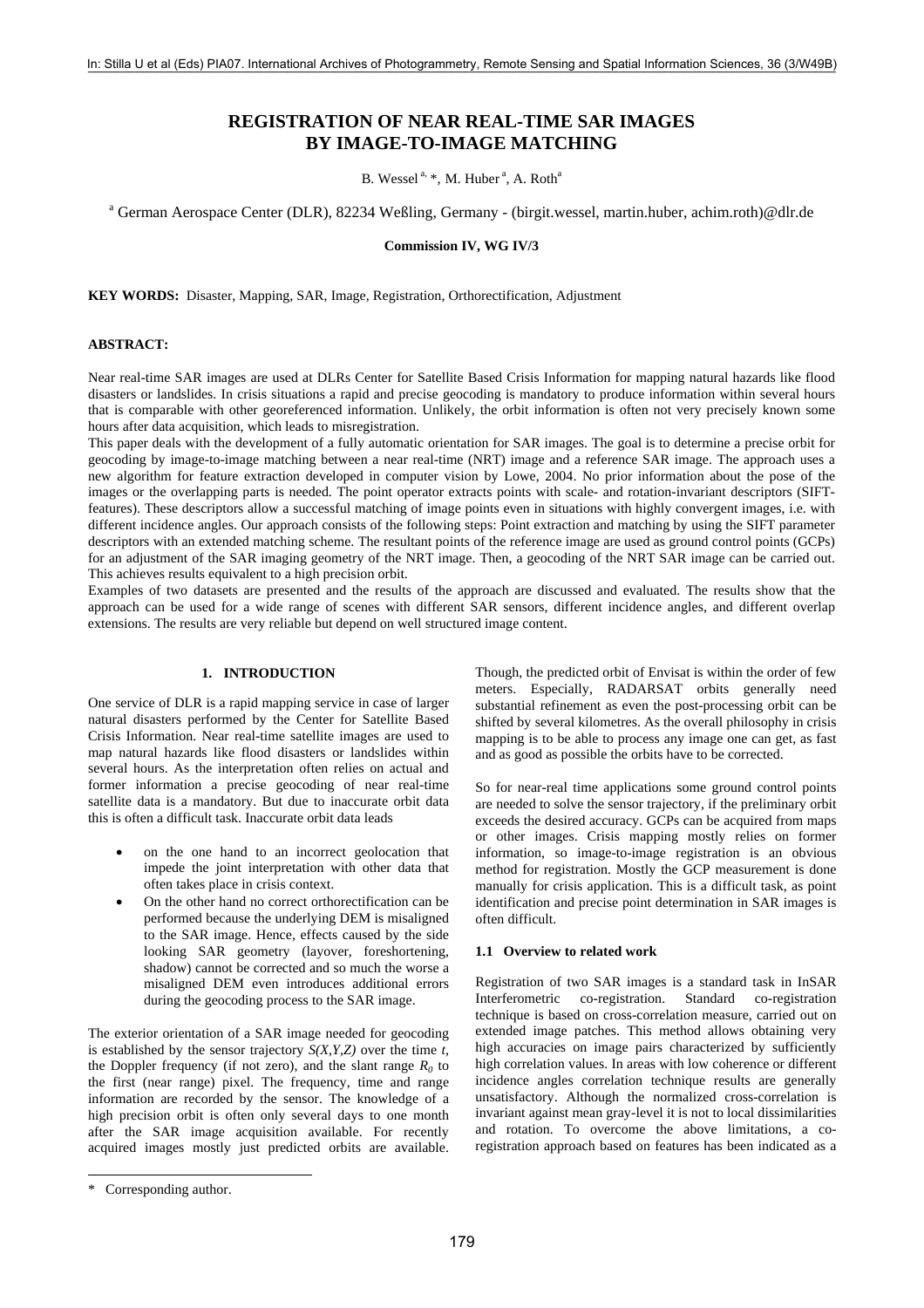# REGISTRATION OF NEAR REAL-TIME SAR IMAGES BY IMAGE-TO-IMAGE MATCHING

B. Wessel [a,] *, M. Huber [a], A. Roth[a]

[a] German Aerospace Center (DLR), 82234 Weßling, Germany - (birgit.wessel, martin.huber, achim.roth)@dlr.de

**Commission IV, WG IV/3**

**KEY WORDS:** Disaster, Mapping, SAR, Image, Registration, Orthorectification, Adjustment

**ABSTRACT:**

Near real-time SAR images are used at DLRs Center for Satellite Based Crisis Information for mapping natural hazards like flood disasters or landslides. In crisis situations a rapid and precise geocoding is mandatory to produce information within several hours that is comparable with other georeferenced information. Unlikely, the orbit information is often not very precisely known some hours after data acquisition, which leads to misregistration.

This paper deals with the development of a fully automatic orientation for SAR images. The goal is to determine a precise orbit for geocoding by image-to-image matching between a near real-time (NRT) image and a reference SAR image. The approach uses a new algorithm for feature extraction developed in computer vision by Lowe, 2004. No prior information about the pose of the images or the overlapping parts is needed. The point operator extracts points with scale- and rotation-invariant descriptors (SIFT-features). These descriptors allow a successful matching of image points even in situations with highly convergent images, i.e. with different incidence angles. Our approach consists of the following steps: Point extraction and matching by using the SIFT parameter descriptors with an extended matching scheme. The resultant points of the reference image are used as ground control points (GCPs) for an adjustment of the SAR imaging geometry of the NRT image. Then, a geocoding of the NRT SAR image can be carried out. This achieves results equivalent to a high precision orbit.

Examples of two datasets are presented and the results of the approach are discussed and evaluated. The results show that the approach can be used for a wide range of scenes with different SAR sensors, different incidence angles, and different overlap extensions. The results are very reliable but depend on well structured image content.

## 1. INTRODUCTION

One service of DLR is a rapid mapping service in case of larger natural disasters performed by the Center for Satellite Based Crisis Information. Near real-time satellite images are used to map natural hazards like flood disasters or landslides within several hours. As the interpretation often relies on actual and former information a precise geocoding of near real-time satellite data is a mandatory. But due to inaccurate orbit data this is often a difficult task. Inaccurate orbit data leads

- on the one hand to an incorrect geolocation that impede the joint interpretation with other data that often takes place in crisis context.
- On the other hand no correct orthorectification can be performed because the underlying DEM is misaligned to the SAR image. Hence, effects caused by the side looking SAR geometry (layover, foreshortening, shadow) cannot be corrected and so much the worse a misaligned DEM even introduces additional errors during the geocoding process to the SAR image.

The exterior orientation of a SAR image needed for geocoding is established by the sensor trajectory $S(X,Y,Z)$ over the time $t$, the Doppler frequency (if not zero), and the slant range $R_0$ to the first (near range) pixel. The frequency, time and range information are recorded by the sensor. The knowledge of a high precision orbit is often only several days to one month after the SAR image acquisition available. For recently acquired images mostly just predicted orbits are available. Though, the predicted orbit of Envisat is within the order of few meters. Especially, RADARSAT orbits generally need substantial refinement as even the post-processing orbit can be shifted by several kilometres. As the overall philosophy in crisis mapping is to be able to process any image one can get, as fast and as good as possible the orbits have to be corrected.

So for near-real time applications some ground control points are needed to solve the sensor trajectory, if the preliminary orbit exceeds the desired accuracy. GCPs can be acquired from maps or other images. Crisis mapping mostly relies on former information, so image-to-image registration is an obvious method for registration. Mostly the GCP measurement is done manually for crisis application. This is a difficult task, as point identification and precise point determination in SAR images is often difficult.

### 1.1 Overview to related work

Registration of two SAR images is a standard task in InSAR Interferometric co-registration. Standard co-registration technique is based on cross-correlation measure, carried out on extended image patches. This method allows obtaining very high accuracies on image pairs characterized by sufficiently high correlation values. In areas with low coherence or different incidence angles correlation technique results are generally unsatisfactory. Although the normalized cross-correlation is invariant against mean gray-level it is not to local dissimilarities and rotation. To overcome the above limitations, a co-registration approach based on features has been indicated as a

\* Corresponding author.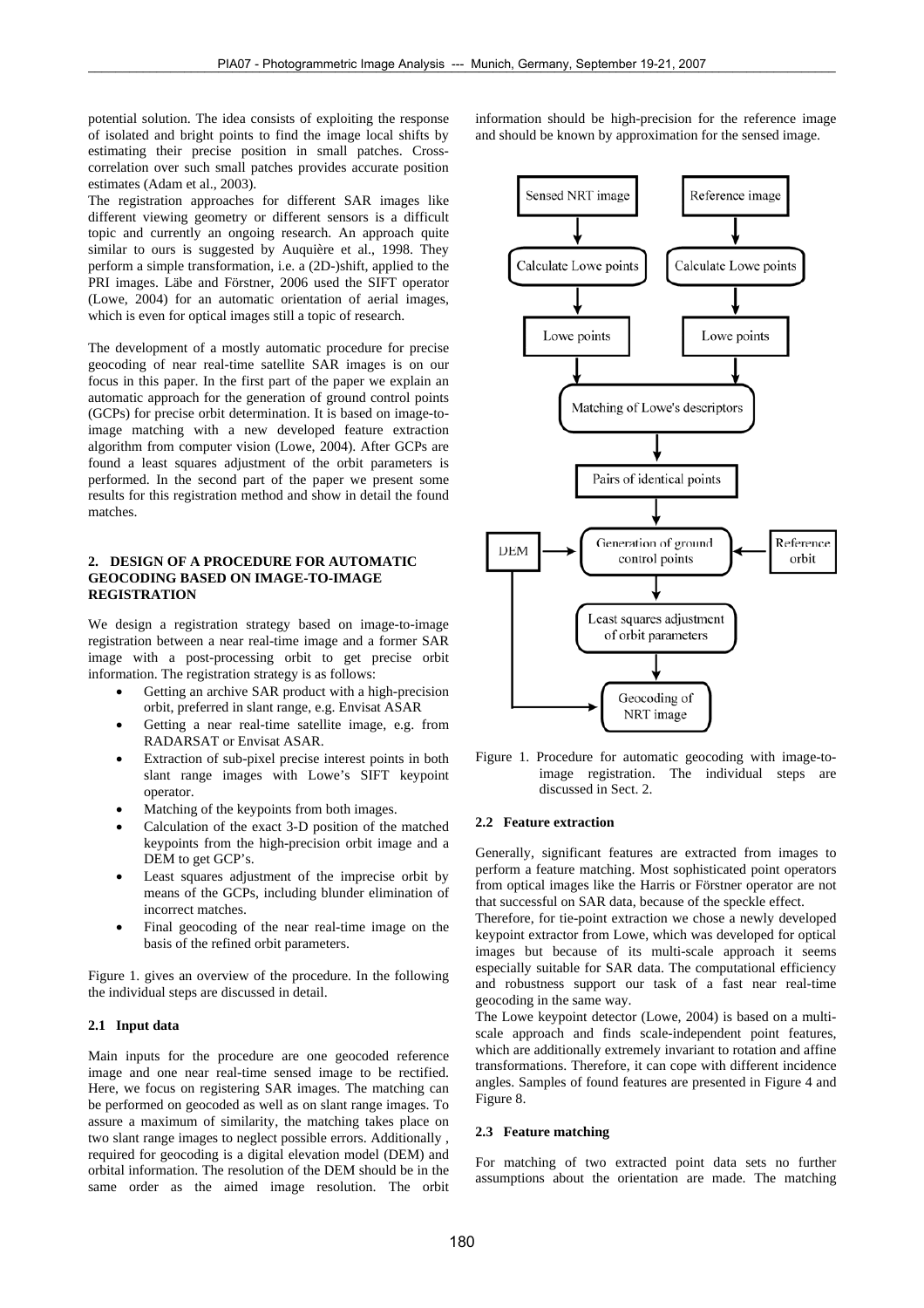potential solution. The idea consists of exploiting the response of isolated and bright points to find the image local shifts by estimating their precise position in small patches. Cross-correlation over such small patches provides accurate position estimates (Adam et al., 2003).

The registration approaches for different SAR images like different viewing geometry or different sensors is a difficult topic and currently an ongoing research. An approach quite similar to ours is suggested by Auquière et al., 1998. They perform a simple transformation, i.e. a (2D-)shift, applied to the PRI images. Läbe and Förstner, 2006 used the SIFT operator (Lowe, 2004) for an automatic orientation of aerial images, which is even for optical images still a topic of research.

The development of a mostly automatic procedure for precise geocoding of near real-time satellite SAR images is on our focus in this paper. In the first part of the paper we explain an automatic approach for the generation of ground control points (GCPs) for precise orbit determination. It is based on image-to-image matching with a new developed feature extraction algorithm from computer vision (Lowe, 2004). After GCPs are found a least squares adjustment of the orbit parameters is performed. In the second part of the paper we present some results for this registration method and show in detail the found matches.

## 2. DESIGN OF A PROCEDURE FOR AUTOMATIC GEOCODING BASED ON IMAGE-TO-IMAGE REGISTRATION

We design a registration strategy based on image-to-image registration between a near real-time image and a former SAR image with a post-processing orbit to get precise orbit information. The registration strategy is as follows:

- Getting an archive SAR product with a high-precision orbit, preferred in slant range, e.g. Envisat ASAR
- Getting a near real-time satellite image, e.g. from RADARSAT or Envisat ASAR.
- Extraction of sub-pixel precise interest points in both slant range images with Lowe's SIFT keypoint operator.
- Matching of the keypoints from both images.
- Calculation of the exact 3-D position of the matched keypoints from the high-precision orbit image and a DEM to get GCP's.
- Least squares adjustment of the imprecise orbit by means of the GCPs, including blunder elimination of incorrect matches.
- Final geocoding of the near real-time image on the basis of the refined orbit parameters.

Figure 1. gives an overview of the procedure. In the following the individual steps are discussed in detail.

### 2.1 Input data

Main inputs for the procedure are one geocoded reference image and one near real-time sensed image to be rectified. Here, we focus on registering SAR images. The matching can be performed on geocoded as well as on slant range images. To assure a maximum of similarity, the matching takes place on two slant range images to neglect possible errors. Additionally , required for geocoding is a digital elevation model (DEM) and orbital information. The resolution of the DEM should be in the same order as the aimed image resolution. The orbit information should be high-precision for the reference image and should be known by approximation for the sensed image.

Sensed NRT image → Calculate Lowe points → Lowe points
Reference image → Calculate Lowe points → Lowe points
→ Matching of Lowe's descriptors → Pairs of identical points → Generation of ground control points (with DEM and Reference orbit) → Least squares adjustment of orbit parameters → Geocoding of NRT image (with DEM)

Figure 1. Procedure for automatic geocoding with image-to-image registration. The individual steps are discussed in Sect. 2.

### 2.2 Feature extraction

Generally, significant features are extracted from images to perform a feature matching. Most sophisticated point operators from optical images like the Harris or Förstner operator are not that successful on SAR data, because of the speckle effect.

Therefore, for tie-point extraction we chose a newly developed keypoint extractor from Lowe, which was developed for optical images but because of its multi-scale approach it seems especially suitable for SAR data. The computational efficiency and robustness support our task of a fast near real-time geocoding in the same way.

The Lowe keypoint detector (Lowe, 2004) is based on a multi-scale approach and finds scale-independent point features, which are additionally extremely invariant to rotation and affine transformations. Therefore, it can cope with different incidence angles. Samples of found features are presented in Figure 4 and Figure 8.

### 2.3 Feature matching

For matching of two extracted point data sets no further assumptions about the orientation are made. The matching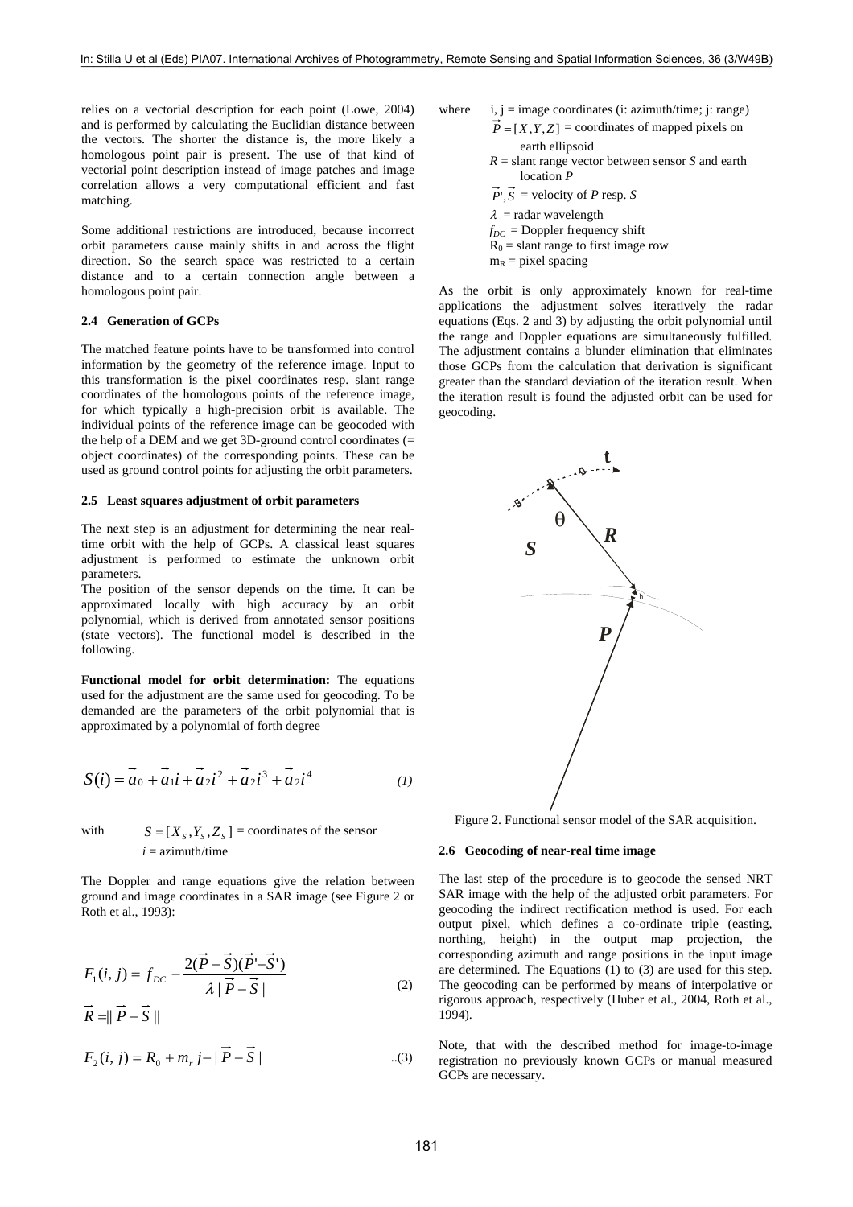relies on a vectorial description for each point (Lowe, 2004) and is performed by calculating the Euclidian distance between the vectors. The shorter the distance is, the more likely a homologous point pair is present. The use of that kind of vectorial point description instead of image patches and image correlation allows a very computational efficient and fast matching.

Some additional restrictions are introduced, because incorrect orbit parameters cause mainly shifts in and across the flight direction. So the search space was restricted to a certain distance and to a certain connection angle between a homologous point pair.

### 2.4 Generation of GCPs

The matched feature points have to be transformed into control information by the geometry of the reference image. Input to this transformation is the pixel coordinates resp. slant range coordinates of the homologous points of the reference image, for which typically a high-precision orbit is available. The individual points of the reference image can be geocoded with the help of a DEM and we get 3D-ground control coordinates (= object coordinates) of the corresponding points. These can be used as ground control points for adjusting the orbit parameters.

### 2.5 Least squares adjustment of orbit parameters

The next step is an adjustment for determining the near real-time orbit with the help of GCPs. A classical least squares adjustment is performed to estimate the unknown orbit parameters.

The position of the sensor depends on the time. It can be approximated locally with high accuracy by an orbit polynomial, which is derived from annotated sensor positions (state vectors). The functional model is described in the following.

**Functional model for orbit determination:** The equations used for the adjustment are the same used for geocoding. To be demanded are the parameters of the orbit polynomial that is approximated by a polynomial of forth degree

$$S(i) = \vec{a}_0 + \vec{a}_1 i + \vec{a}_2 i^2 + \vec{a}_2 i^3 + \vec{a}_2 i^4 \qquad (1)$$

with $S = [X_S, Y_S, Z_S]$ = coordinates of the sensor
$i$ = azimuth/time

The Doppler and range equations give the relation between ground and image coordinates in a SAR image (see Figure 2 or Roth et al., 1993):

$$F_1(i,j) = f_{DC} - \frac{2(\vec{P}-\vec{S})(\vec{P}'-\vec{S}')}{\lambda\,|\vec{P}-\vec{S}|} \qquad (2)$$

$$\vec{R} = \|\vec{P}-\vec{S}\|$$

$$F_2(i,j) = R_0 + m_r j - |\vec{P}-\vec{S}| \qquad (3)$$

where
- $i, j$ = image coordinates (i: azimuth/time; j: range)
- $\vec{P} = [X, Y, Z]$ = coordinates of mapped pixels on earth ellipsoid
- $R$ = slant range vector between sensor $S$ and earth location $P$
- $\vec{P}', \vec{S}$ = velocity of $P$ resp. $S$
- $\lambda$ = radar wavelength
- $f_{DC}$ = Doppler frequency shift
- $R_0$ = slant range to first image row
- $m_R$ = pixel spacing

As the orbit is only approximately known for real-time applications the adjustment solves iteratively the radar equations (Eqs. 2 and 3) by adjusting the orbit polynomial until the range and Doppler equations are simultaneously fulfilled. The adjustment contains a blunder elimination that eliminates those GCPs from the calculation that derivation is significant greater than the standard deviation of the iteration result. When the iteration result is found the adjusted orbit can be used for geocoding.

Figure 2. Functional sensor model of the SAR acquisition.

### 2.6 Geocoding of near-real time image

The last step of the procedure is to geocode the sensed NRT SAR image with the help of the adjusted orbit parameters. For geocoding the indirect rectification method is used. For each output pixel, which defines a co-ordinate triple (easting, northing, height) in the output map projection, the corresponding azimuth and range positions in the input image are determined. The Equations (1) to (3) are used for this step. The geocoding can be performed by means of interpolative or rigorous approach, respectively (Huber et al., 2004, Roth et al., 1994).

Note, that with the described method for image-to-image registration no previously known GCPs or manual measured GCPs are necessary.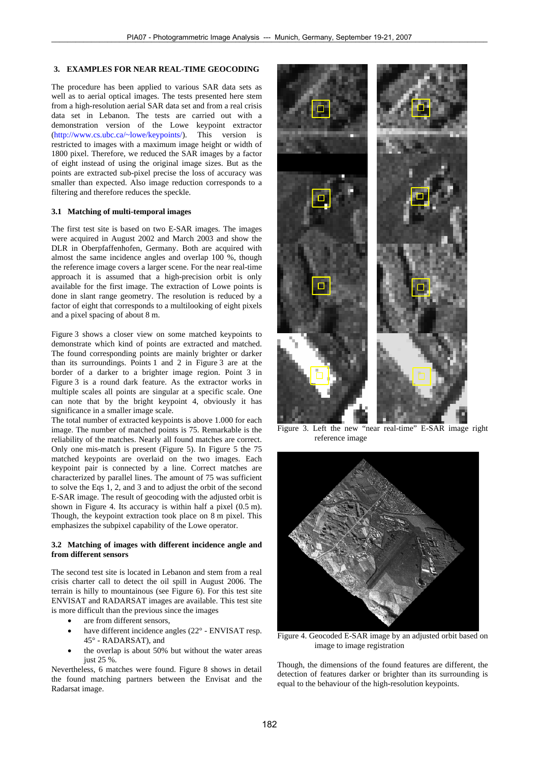## 3. EXAMPLES FOR NEAR REAL-TIME GEOCODING

The procedure has been applied to various SAR data sets as well as to aerial optical images. The tests presented here stem from a high-resolution aerial SAR data set and from a real crisis data set in Lebanon. The tests are carried out with a demonstration version of the Lowe keypoint extractor (http://www.cs.ubc.ca/~lowe/keypoints/). This version is restricted to images with a maximum image height or width of 1800 pixel. Therefore, we reduced the SAR images by a factor of eight instead of using the original image sizes. But as the points are extracted sub-pixel precise the loss of accuracy was smaller than expected. Also image reduction corresponds to a filtering and therefore reduces the speckle.

### 3.1 Matching of multi-temporal images

The first test site is based on two E-SAR images. The images were acquired in August 2002 and March 2003 and show the DLR in Oberpfaffenhofen, Germany. Both are acquired with almost the same incidence angles and overlap 100 %, though the reference image covers a larger scene. For the near real-time approach it is assumed that a high-precision orbit is only available for the first image. The extraction of Lowe points is done in slant range geometry. The resolution is reduced by a factor of eight that corresponds to a multilooking of eight pixels and a pixel spacing of about 8 m.

Figure 3 shows a closer view on some matched keypoints to demonstrate which kind of points are extracted and matched. The found corresponding points are mainly brighter or darker than its surroundings. Points 1 and 2 in Figure 3 are at the border of a darker to a brighter image region. Point 3 in Figure 3 is a round dark feature. As the extractor works in multiple scales all points are singular at a specific scale. One can note that by the bright keypoint 4, obviously it has significance in a smaller image scale.

The total number of extracted keypoints is above 1.000 for each image. The number of matched points is 75. Remarkable is the reliability of the matches. Nearly all found matches are correct. Only one mis-match is present (Figure 5). In Figure 5 the 75 matched keypoints are overlaid on the two images. Each keypoint pair is connected by a line. Correct matches are characterized by parallel lines. The amount of 75 was sufficient to solve the Eqs 1, 2, and 3 and to adjust the orbit of the second E-SAR image. The result of geocoding with the adjusted orbit is shown in Figure 4. Its accuracy is within half a pixel (0.5 m). Though, the keypoint extraction took place on 8 m pixel. This emphasizes the subpixel capability of the Lowe operator.

### 3.2 Matching of images with different incidence angle and from different sensors

The second test site is located in Lebanon and stem from a real crisis charter call to detect the oil spill in August 2006. The terrain is hilly to mountainous (see Figure 6). For this test site ENVISAT and RADARSAT images are available. This test site is more difficult than the previous since the images

- are from different sensors,
- have different incidence angles (22° - ENVISAT resp. 45° - RADARSAT), and
- the overlap is about 50% but without the water areas just 25 %.

Nevertheless, 6 matches were found. Figure 8 shows in detail the found matching partners between the Envisat and the Radarsat image.

Figure 3. Left the new "near real-time" E-SAR image right reference image

Figure 4. Geocoded E-SAR image by an adjusted orbit based on image to image registration

Though, the dimensions of the found features are different, the detection of features darker or brighter than its surrounding is equal to the behaviour of the high-resolution keypoints.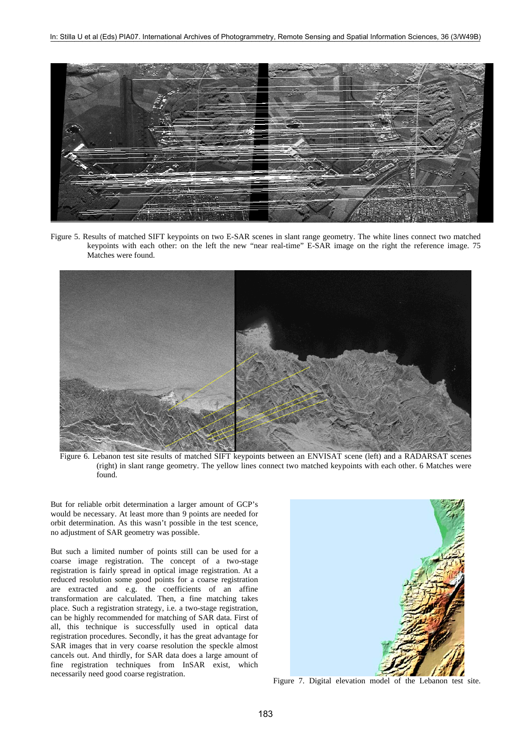Figure 5. Results of matched SIFT keypoints on two E-SAR scenes in slant range geometry. The white lines connect two matched keypoints with each other: on the left the new "near real-time" E-SAR image on the right the reference image. 75 Matches were found.

Figure 6. Lebanon test site results of matched SIFT keypoints between an ENVISAT scene (left) and a RADARSAT scenes (right) in slant range geometry. The yellow lines connect two matched keypoints with each other. 6 Matches were found.

But for reliable orbit determination a larger amount of GCP's would be necessary. At least more than 9 points are needed for orbit determination. As this wasn't possible in the test scence, no adjustment of SAR geometry was possible.

But such a limited number of points still can be used for a coarse image registration. The concept of a two-stage registration is fairly spread in optical image registration. At a reduced resolution some good points for a coarse registration are extracted and e.g. the coefficients of an affine transformation are calculated. Then, a fine matching takes place. Such a registration strategy, i.e. a two-stage registration, can be highly recommended for matching of SAR data. First of all, this technique is successfully used in optical data registration procedures. Secondly, it has the great advantage for SAR images that in very coarse resolution the speckle almost cancels out. And thirdly, for SAR data does a large amount of fine registration techniques from InSAR exist, which necessarily need good coarse registration.

Figure 7. Digital elevation model of the Lebanon test site.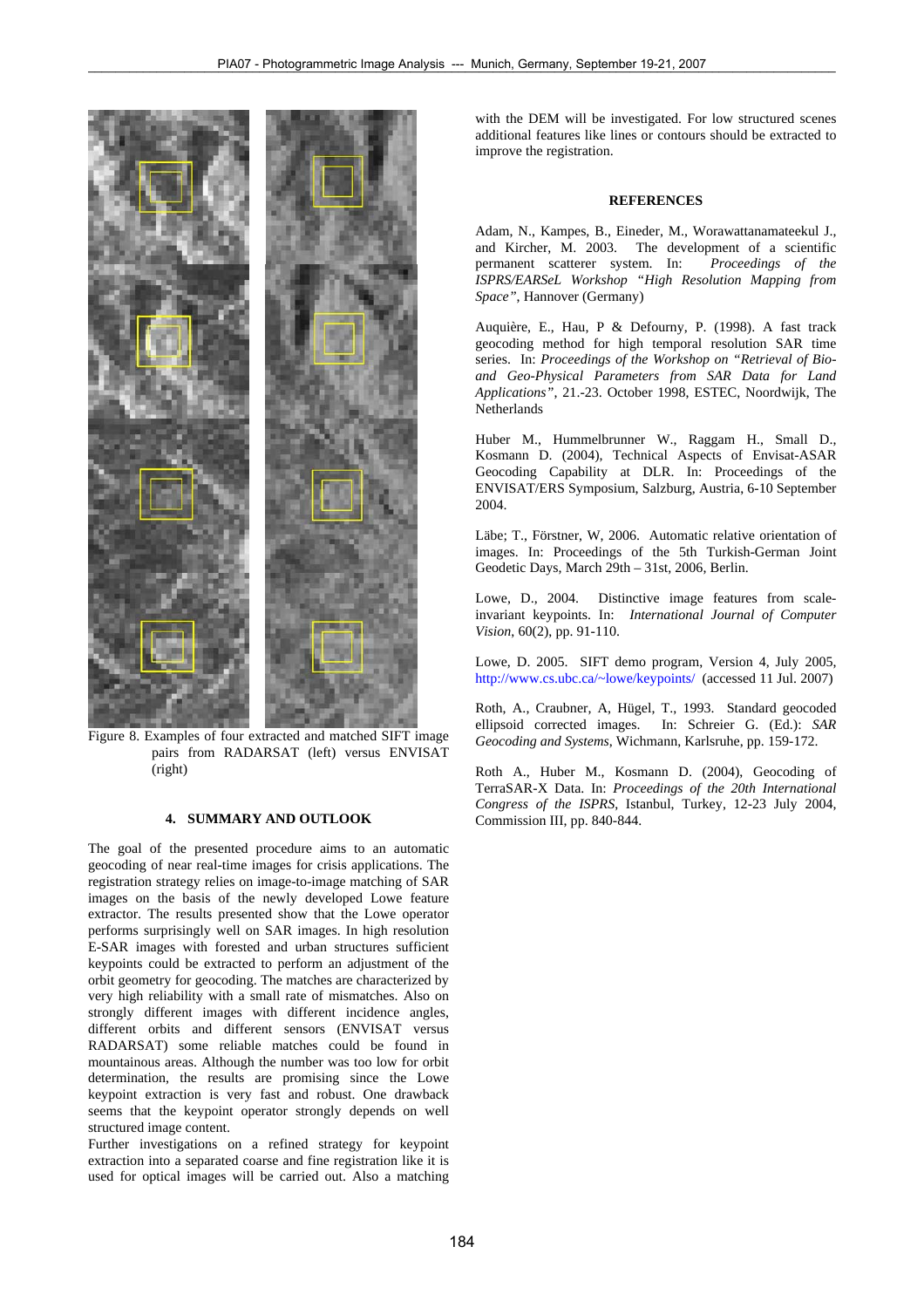Figure 8. Examples of four extracted and matched SIFT image pairs from RADARSAT (left) versus ENVISAT (right)

## 4. SUMMARY AND OUTLOOK

The goal of the presented procedure aims to an automatic geocoding of near real-time images for crisis applications. The registration strategy relies on image-to-image matching of SAR images on the basis of the newly developed Lowe feature extractor. The results presented show that the Lowe operator performs surprisingly well on SAR images. In high resolution E-SAR images with forested and urban structures sufficient keypoints could be extracted to perform an adjustment of the orbit geometry for geocoding. The matches are characterized by very high reliability with a small rate of mismatches. Also on strongly different images with different incidence angles, different orbits and different sensors (ENVISAT versus RADARSAT) some reliable matches could be found in mountainous areas. Although the number was too low for orbit determination, the results are promising since the Lowe keypoint extraction is very fast and robust. One drawback seems that the keypoint operator strongly depends on well structured image content.

Further investigations on a refined strategy for keypoint extraction into a separated coarse and fine registration like it is used for optical images will be carried out. Also a matching with the DEM will be investigated. For low structured scenes additional features like lines or contours should be extracted to improve the registration.

## REFERENCES

Adam, N., Kampes, B., Eineder, M., Worawattanamateekul J., and Kircher, M. 2003. The development of a scientific permanent scatterer system. In: *Proceedings of the ISPRS/EARSeL Workshop "High Resolution Mapping from Space"*, Hannover (Germany)

Auquière, E., Hau, P & Defourny, P. (1998). A fast track geocoding method for high temporal resolution SAR time series. In: *Proceedings of the Workshop on "Retrieval of Bio- and Geo-Physical Parameters from SAR Data for Land Applications"*, 21.-23. October 1998, ESTEC, Noordwijk, The Netherlands

Huber M., Hummelbrunner W., Raggam H., Small D., Kosmann D. (2004), Technical Aspects of Envisat-ASAR Geocoding Capability at DLR. In: Proceedings of the ENVISAT/ERS Symposium, Salzburg, Austria, 6-10 September 2004.

Läbe; T., Förstner, W, 2006. Automatic relative orientation of images. In: Proceedings of the 5th Turkish-German Joint Geodetic Days, March 29th – 31st, 2006, Berlin.

Lowe, D., 2004. Distinctive image features from scale-invariant keypoints. In: *International Journal of Computer Vision*, 60(2), pp. 91-110.

Lowe, D. 2005. SIFT demo program, Version 4, July 2005, http://www.cs.ubc.ca/~lowe/keypoints/ (accessed 11 Jul. 2007)

Roth, A., Craubner, A, Hügel, T., 1993. Standard geocoded ellipsoid corrected images. In: Schreier G. (Ed.): *SAR Geocoding and Systems*, Wichmann, Karlsruhe, pp. 159-172.

Roth A., Huber M., Kosmann D. (2004), Geocoding of TerraSAR-X Data. In: *Proceedings of the 20th International Congress of the ISPRS*, Istanbul, Turkey, 12-23 July 2004, Commission III, pp. 840-844.